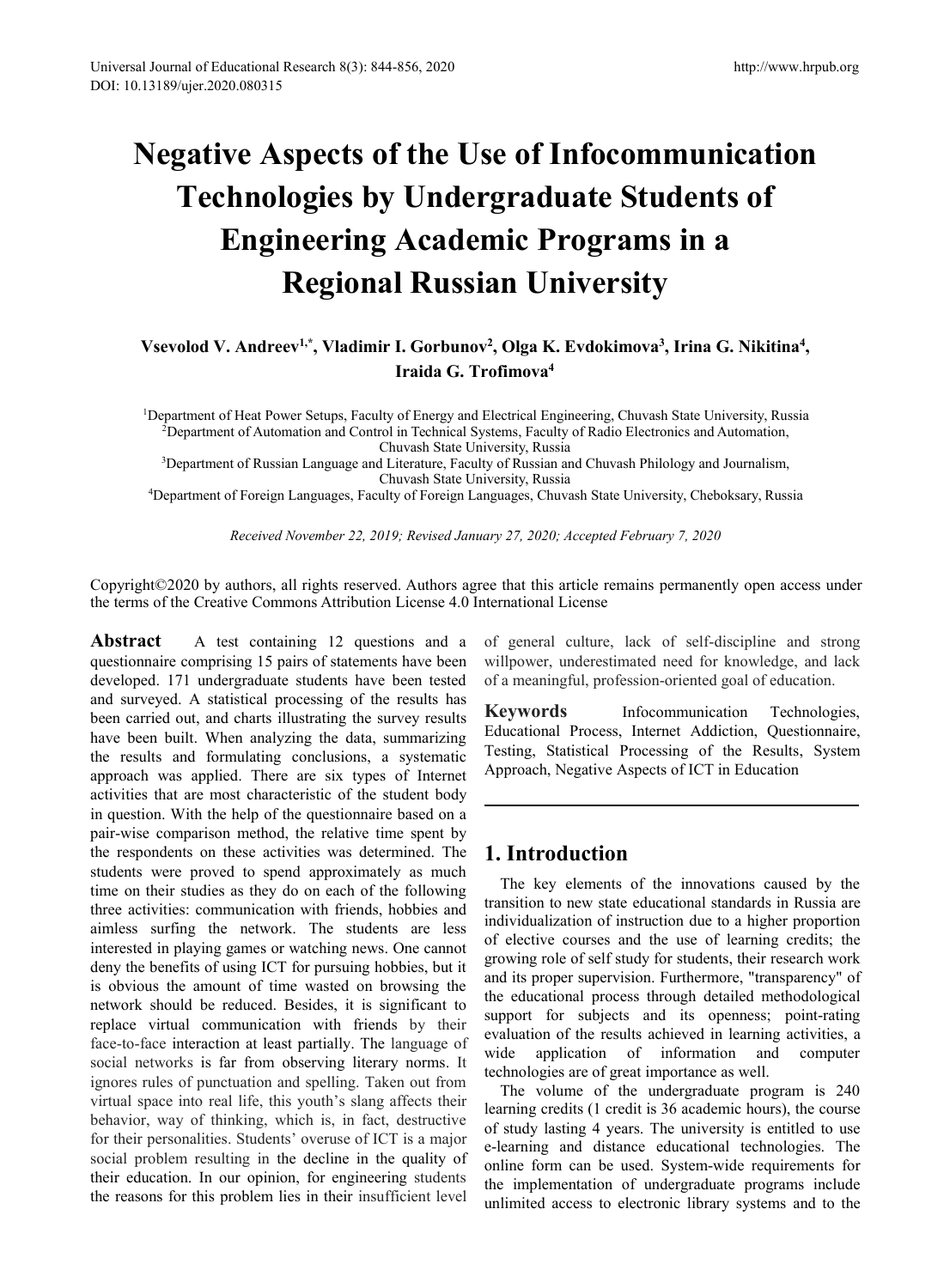# Negative Aspects of the Use of Infocommunication Technologies by Undergraduate Students of Engineering Academic Programs in a Regional Russian University

**Vsevolod V. Andreev[1,*], Vladimir I. Gorbunov[2], Olga K. Evdokimova[3], Irina G. Nikitina[4], Iraida G. Trofimova[4]**

[1]Department of Heat Power Setups, Faculty of Energy and Electrical Engineering, Chuvash State University, Russia
[2]Department of Automation and Control in Technical Systems, Faculty of Radio Electronics and Automation, Chuvash State University, Russia
[3]Department of Russian Language and Literature, Faculty of Russian and Chuvash Philology and Journalism, Chuvash State University, Russia
[4]Department of Foreign Languages, Faculty of Foreign Languages, Chuvash State University, Cheboksary, Russia

*Received November 22, 2019; Revised January 27, 2020; Accepted February 7, 2020*

Copyright©2020 by authors, all rights reserved. Authors agree that this article remains permanently open access under the terms of the Creative Commons Attribution License 4.0 International License

**Abstract** A test containing 12 questions and a questionnaire comprising 15 pairs of statements have been developed. 171 undergraduate students have been tested and surveyed. A statistical processing of the results has been carried out, and charts illustrating the survey results have been built. When analyzing the data, summarizing the results and formulating conclusions, a systematic approach was applied. There are six types of Internet activities that are most characteristic of the student body in question. With the help of the questionnaire based on a pair-wise comparison method, the relative time spent by the respondents on these activities was determined. The students were proved to spend approximately as much time on their studies as they do on each of the following three activities: communication with friends, hobbies and aimless surfing the network. The students are less interested in playing games or watching news. One cannot deny the benefits of using ICT for pursuing hobbies, but it is obvious the amount of time wasted on browsing the network should be reduced. Besides, it is significant to replace virtual communication with friends by their face-to-face interaction at least partially. The language of social networks is far from observing literary norms. It ignores rules of punctuation and spelling. Taken out from virtual space into real life, this youth's slang affects their behavior, way of thinking, which is, in fact, destructive for their personalities. Students' overuse of ICT is a major social problem resulting in the decline in the quality of their education. In our opinion, for engineering students the reasons for this problem lies in their insufficient level of general culture, lack of self-discipline and strong willpower, underestimated need for knowledge, and lack of a meaningful, profession-oriented goal of education.

**Keywords** Infocommunication Technologies, Educational Process, Internet Addiction, Questionnaire, Testing, Statistical Processing of the Results, System Approach, Negative Aspects of ICT in Education

## 1. Introduction

The key elements of the innovations caused by the transition to new state educational standards in Russia are individualization of instruction due to a higher proportion of elective courses and the use of learning credits; the growing role of self study for students, their research work and its proper supervision. Furthermore, "transparency" of the educational process through detailed methodological support for subjects and its openness; point-rating evaluation of the results achieved in learning activities, a wide application of information and computer technologies are of great importance as well.

The volume of the undergraduate program is 240 learning credits (1 credit is 36 academic hours), the course of study lasting 4 years. The university is entitled to use e-learning and distance educational technologies. The online form can be used. System-wide requirements for the implementation of undergraduate programs include unlimited access to electronic library systems and to the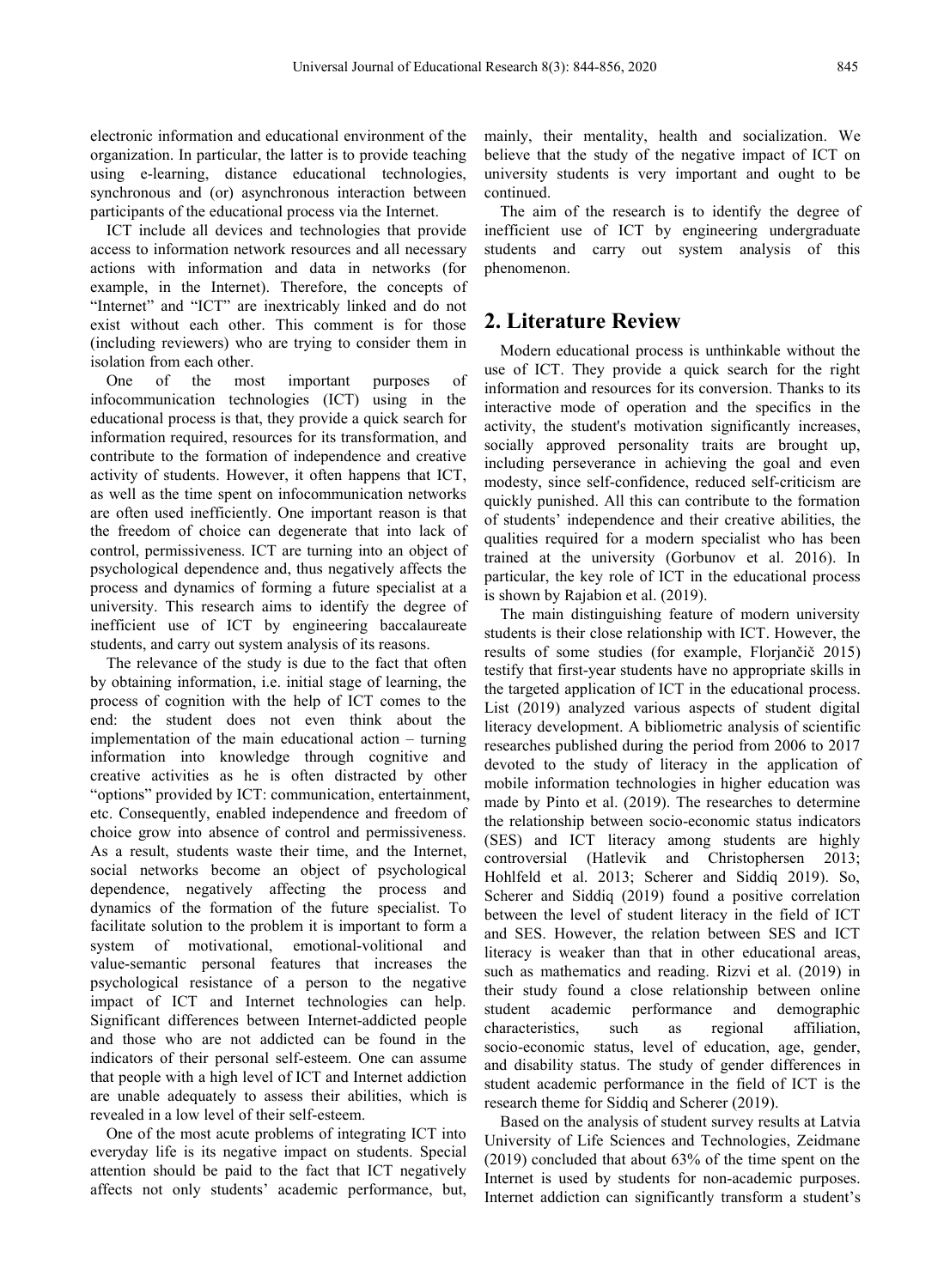electronic information and educational environment of the organization. In particular, the latter is to provide teaching using e-learning, distance educational technologies, synchronous and (or) asynchronous interaction between participants of the educational process via the Internet.

ICT include all devices and technologies that provide access to information network resources and all necessary actions with information and data in networks (for example, in the Internet). Therefore, the concepts of "Internet" and "ICT" are inextricably linked and do not exist without each other. This comment is for those (including reviewers) who are trying to consider them in isolation from each other.

One of the most important purposes of infocommunication technologies (ICT) using in the educational process is that, they provide a quick search for information required, resources for its transformation, and contribute to the formation of independence and creative activity of students. However, it often happens that ICT, as well as the time spent on infocommunication networks are often used inefficiently. One important reason is that the freedom of choice can degenerate that into lack of control, permissiveness. ICT are turning into an object of psychological dependence and, thus negatively affects the process and dynamics of forming a future specialist at a university. This research aims to identify the degree of inefficient use of ICT by engineering baccalaureate students, and carry out system analysis of its reasons.

The relevance of the study is due to the fact that often by obtaining information, i.e. initial stage of learning, the process of cognition with the help of ICT comes to the end: the student does not even think about the implementation of the main educational action – turning information into knowledge through cognitive and creative activities as he is often distracted by other "options" provided by ICT: communication, entertainment, etc. Consequently, enabled independence and freedom of choice grow into absence of control and permissiveness. As a result, students waste their time, and the Internet, social networks become an object of psychological dependence, negatively affecting the process and dynamics of the formation of the future specialist. To facilitate solution to the problem it is important to form a system of motivational, emotional-volitional and value-semantic personal features that increases the psychological resistance of a person to the negative impact of ICT and Internet technologies can help. Significant differences between Internet-addicted people and those who are not addicted can be found in the indicators of their personal self-esteem. One can assume that people with a high level of ICT and Internet addiction are unable adequately to assess their abilities, which is revealed in a low level of their self-esteem.

One of the most acute problems of integrating ICT into everyday life is its negative impact on students. Special attention should be paid to the fact that ICT negatively affects not only students' academic performance, but, mainly, their mentality, health and socialization. We believe that the study of the negative impact of ICT on university students is very important and ought to be continued.

The aim of the research is to identify the degree of inefficient use of ICT by engineering undergraduate students and carry out system analysis of this phenomenon.

## 2. Literature Review

Modern educational process is unthinkable without the use of ICT. They provide a quick search for the right information and resources for its conversion. Thanks to its interactive mode of operation and the specifics in the activity, the student's motivation significantly increases, socially approved personality traits are brought up, including perseverance in achieving the goal and even modesty, since self-confidence, reduced self-criticism are quickly punished. All this can contribute to the formation of students' independence and their creative abilities, the qualities required for a modern specialist who has been trained at the university (Gorbunov et al. 2016). In particular, the key role of ICT in the educational process is shown by Rajabion et al. (2019).

The main distinguishing feature of modern university students is their close relationship with ICT. However, the results of some studies (for example, Florjančič 2015) testify that first-year students have no appropriate skills in the targeted application of ICT in the educational process. List (2019) analyzed various aspects of student digital literacy development. A bibliometric analysis of scientific researches published during the period from 2006 to 2017 devoted to the study of literacy in the application of mobile information technologies in higher education was made by Pinto et al. (2019). The researches to determine the relationship between socio-economic status indicators (SES) and ICT literacy among students are highly controversial (Hatlevik and Christophersen 2013; Hohlfeld et al. 2013; Scherer and Siddiq 2019). So, Scherer and Siddiq (2019) found a positive correlation between the level of student literacy in the field of ICT and SES. However, the relation between SES and ICT literacy is weaker than that in other educational areas, such as mathematics and reading. Rizvi et al. (2019) in their study found a close relationship between online student academic performance and demographic characteristics, such as regional affiliation, socio-economic status, level of education, age, gender, and disability status. The study of gender differences in student academic performance in the field of ICT is the research theme for Siddiq and Scherer (2019).

Based on the analysis of student survey results at Latvia University of Life Sciences and Technologies, Zeidmane (2019) concluded that about 63% of the time spent on the Internet is used by students for non-academic purposes. Internet addiction can significantly transform a student's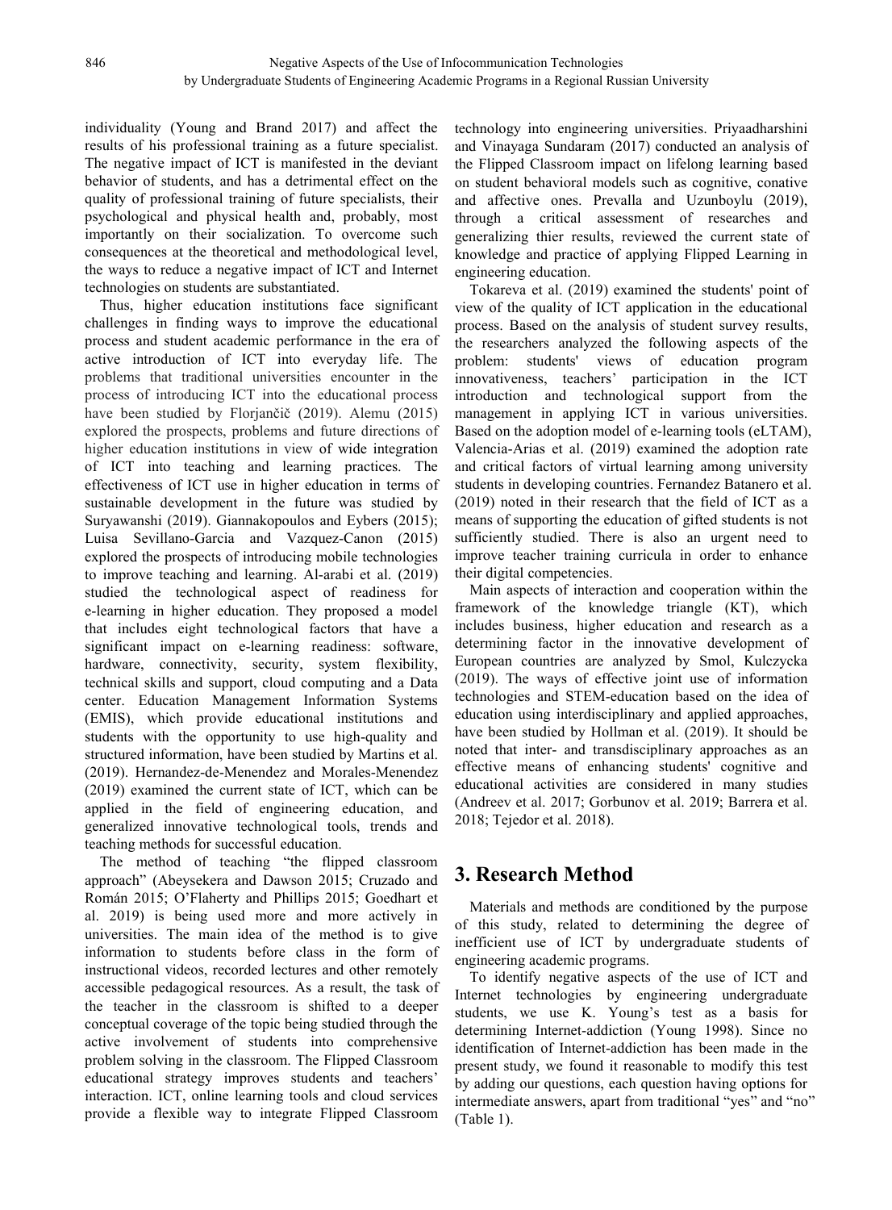individuality (Young and Brand 2017) and affect the results of his professional training as a future specialist. The negative impact of ICT is manifested in the deviant behavior of students, and has a detrimental effect on the quality of professional training of future specialists, their psychological and physical health and, probably, most importantly on their socialization. To overcome such consequences at the theoretical and methodological level, the ways to reduce a negative impact of ICT and Internet technologies on students are substantiated.

Thus, higher education institutions face significant challenges in finding ways to improve the educational process and student academic performance in the era of active introduction of ICT into everyday life. The problems that traditional universities encounter in the process of introducing ICT into the educational process have been studied by Florjančič (2019). Alemu (2015) explored the prospects, problems and future directions of higher education institutions in view of wide integration of ICT into teaching and learning practices. The effectiveness of ICT use in higher education in terms of sustainable development in the future was studied by Suryawanshi (2019). Giannakopoulos and Eybers (2015); Luisa Sevillano-Garcia and Vazquez-Canon (2015) explored the prospects of introducing mobile technologies to improve teaching and learning. Al-arabi et al. (2019) studied the technological aspect of readiness for e-learning in higher education. They proposed a model that includes eight technological factors that have a significant impact on e-learning readiness: software, hardware, connectivity, security, system flexibility, technical skills and support, cloud computing and a Data center. Education Management Information Systems (EMIS), which provide educational institutions and students with the opportunity to use high-quality and structured information, have been studied by Martins et al. (2019). Hernandez-de-Menendez and Morales-Menendez (2019) examined the current state of ICT, which can be applied in the field of engineering education, and generalized innovative technological tools, trends and teaching methods for successful education.

The method of teaching "the flipped classroom approach" (Abeysekera and Dawson 2015; Cruzado and Román 2015; O'Flaherty and Phillips 2015; Goedhart et al. 2019) is being used more and more actively in universities. The main idea of the method is to give information to students before class in the form of instructional videos, recorded lectures and other remotely accessible pedagogical resources. As a result, the task of the teacher in the classroom is shifted to a deeper conceptual coverage of the topic being studied through the active involvement of students into comprehensive problem solving in the classroom. The Flipped Classroom educational strategy improves students and teachers' interaction. ICT, online learning tools and cloud services provide a flexible way to integrate Flipped Classroom technology into engineering universities. Priyaadharshini and Vinayaga Sundaram (2017) conducted an analysis of the Flipped Classroom impact on lifelong learning based on student behavioral models such as cognitive, conative and affective ones. Prevalla and Uzunboylu (2019), through a critical assessment of researches and generalizing thier results, reviewed the current state of knowledge and practice of applying Flipped Learning in engineering education.

Tokareva et al. (2019) examined the students' point of view of the quality of ICT application in the educational process. Based on the analysis of student survey results, the researchers analyzed the following aspects of the problem: students' views of education program innovativeness, teachers' participation in the ICT introduction and technological support from the management in applying ICT in various universities. Based on the adoption model of e-learning tools (eLTAM), Valencia-Arias et al. (2019) examined the adoption rate and critical factors of virtual learning among university students in developing countries. Fernandez Batanero et al. (2019) noted in their research that the field of ICT as a means of supporting the education of gifted students is not sufficiently studied. There is also an urgent need to improve teacher training curricula in order to enhance their digital competencies.

Main aspects of interaction and cooperation within the framework of the knowledge triangle (KT), which includes business, higher education and research as a determining factor in the innovative development of European countries are analyzed by Smol, Kulczycka (2019). The ways of effective joint use of information technologies and STEM-education based on the idea of education using interdisciplinary and applied approaches, have been studied by Hollman et al. (2019). It should be noted that inter- and transdisciplinary approaches as an effective means of enhancing students' cognitive and educational activities are considered in many studies (Andreev et al. 2017; Gorbunov et al. 2019; Barrera et al. 2018; Tejedor et al. 2018).

## 3. Research Method

Materials and methods are conditioned by the purpose of this study, related to determining the degree of inefficient use of ICT by undergraduate students of engineering academic programs.

To identify negative aspects of the use of ICT and Internet technologies by engineering undergraduate students, we use K. Young's test as a basis for determining Internet-addiction (Young 1998). Since no identification of Internet-addiction has been made in the present study, we found it reasonable to modify this test by adding our questions, each question having options for intermediate answers, apart from traditional "yes" and "no" (Table 1).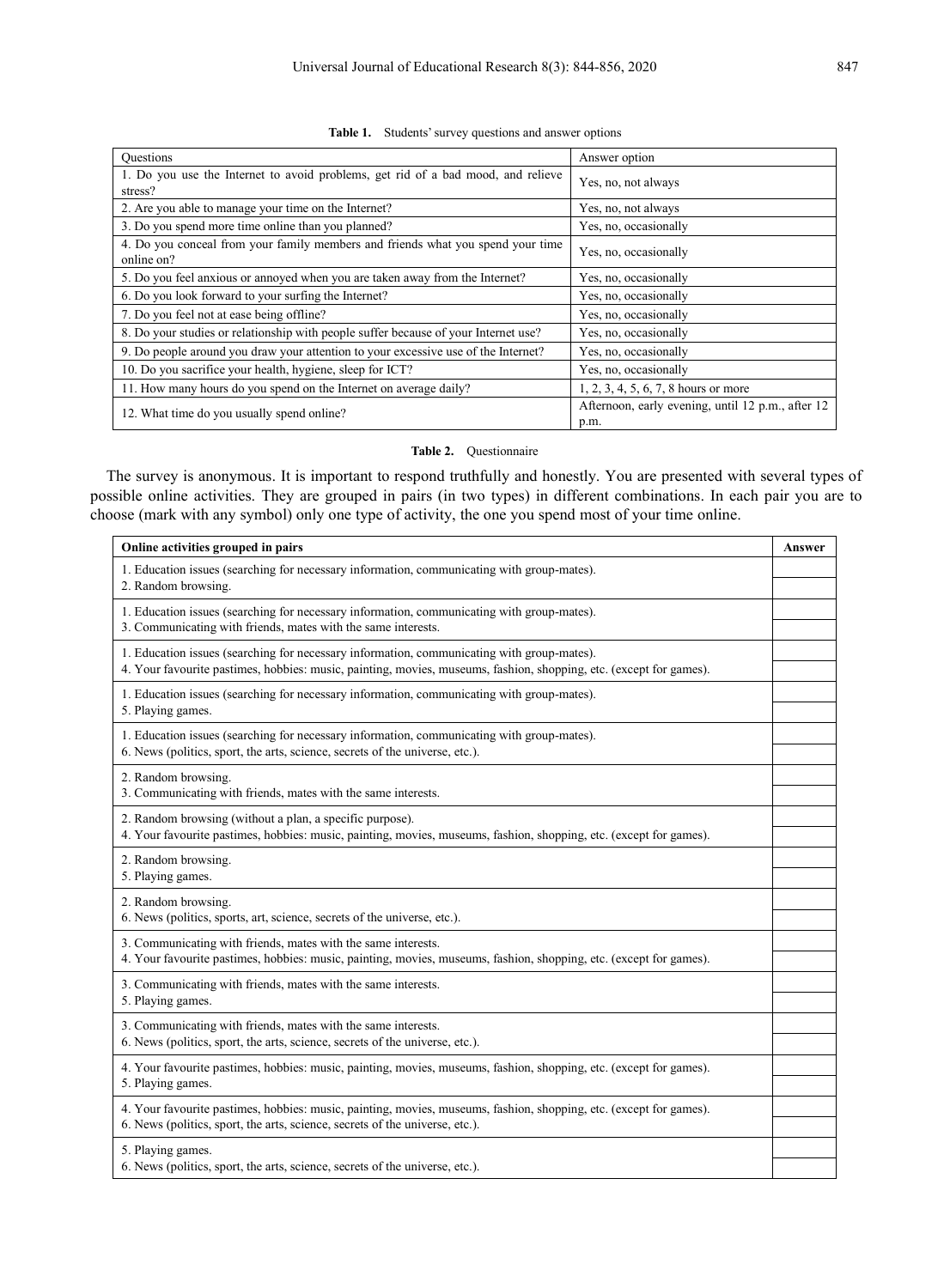**Table 1.** Students' survey questions and answer options

| Questions | Answer option |
|---|---|
| 1. Do you use the Internet to avoid problems, get rid of a bad mood, and relieve stress? | Yes, no, not always |
| 2. Are you able to manage your time on the Internet? | Yes, no, not always |
| 3. Do you spend more time online than you planned? | Yes, no, occasionally |
| 4. Do you conceal from your family members and friends what you spend your time online on? | Yes, no, occasionally |
| 5. Do you feel anxious or annoyed when you are taken away from the Internet? | Yes, no, occasionally |
| 6. Do you look forward to your surfing the Internet? | Yes, no, occasionally |
| 7. Do you feel not at ease being offline? | Yes, no, occasionally |
| 8. Do your studies or relationship with people suffer because of your Internet use? | Yes, no, occasionally |
| 9. Do people around you draw your attention to your excessive use of the Internet? | Yes, no, occasionally |
| 10. Do you sacrifice your health, hygiene, sleep for ICT? | Yes, no, occasionally |
| 11. How many hours do you spend on the Internet on average daily? | 1, 2, 3, 4, 5, 6, 7, 8 hours or more |
| 12. What time do you usually spend online? | Afternoon, early evening, until 12 p.m., after 12 p.m. |

**Table 2.** Questionnaire

The survey is anonymous. It is important to respond truthfully and honestly. You are presented with several types of possible online activities. They are grouped in pairs (in two types) in different combinations. In each pair you are to choose (mark with any symbol) only one type of activity, the one you spend most of your time online.

| Online activities grouped in pairs | Answer |
|---|---|
| 1. Education issues (searching for necessary information, communicating with group-mates). | |
| 2. Random browsing. | |
| 1. Education issues (searching for necessary information, communicating with group-mates). | |
| 3. Communicating with friends, mates with the same interests. | |
| 1. Education issues (searching for necessary information, communicating with group-mates). | |
| 4. Your favourite pastimes, hobbies: music, painting, movies, museums, fashion, shopping, etc. (except for games). | |
| 1. Education issues (searching for necessary information, communicating with group-mates). | |
| 5. Playing games. | |
| 1. Education issues (searching for necessary information, communicating with group-mates). | |
| 6. News (politics, sport, the arts, science, secrets of the universe, etc.). | |
| 2. Random browsing. | |
| 3. Communicating with friends, mates with the same interests. | |
| 2. Random browsing (without a plan, a specific purpose). | |
| 4. Your favourite pastimes, hobbies: music, painting, movies, museums, fashion, shopping, etc. (except for games). | |
| 2. Random browsing. | |
| 5. Playing games. | |
| 2. Random browsing. | |
| 6. News (politics, sports, art, science, secrets of the universe, etc.). | |
| 3. Communicating with friends, mates with the same interests. | |
| 4. Your favourite pastimes, hobbies: music, painting, movies, museums, fashion, shopping, etc. (except for games). | |
| 3. Communicating with friends, mates with the same interests. | |
| 5. Playing games. | |
| 3. Communicating with friends, mates with the same interests. | |
| 6. News (politics, sport, the arts, science, secrets of the universe, etc.). | |
| 4. Your favourite pastimes, hobbies: music, painting, movies, museums, fashion, shopping, etc. (except for games). | |
| 5. Playing games. | |
| 4. Your favourite pastimes, hobbies: music, painting, movies, museums, fashion, shopping, etc. (except for games). | |
| 6. News (politics, sport, the arts, science, secrets of the universe, etc.). | |
| 5. Playing games. | |
| 6. News (politics, sport, the arts, science, secrets of the universe, etc.). | |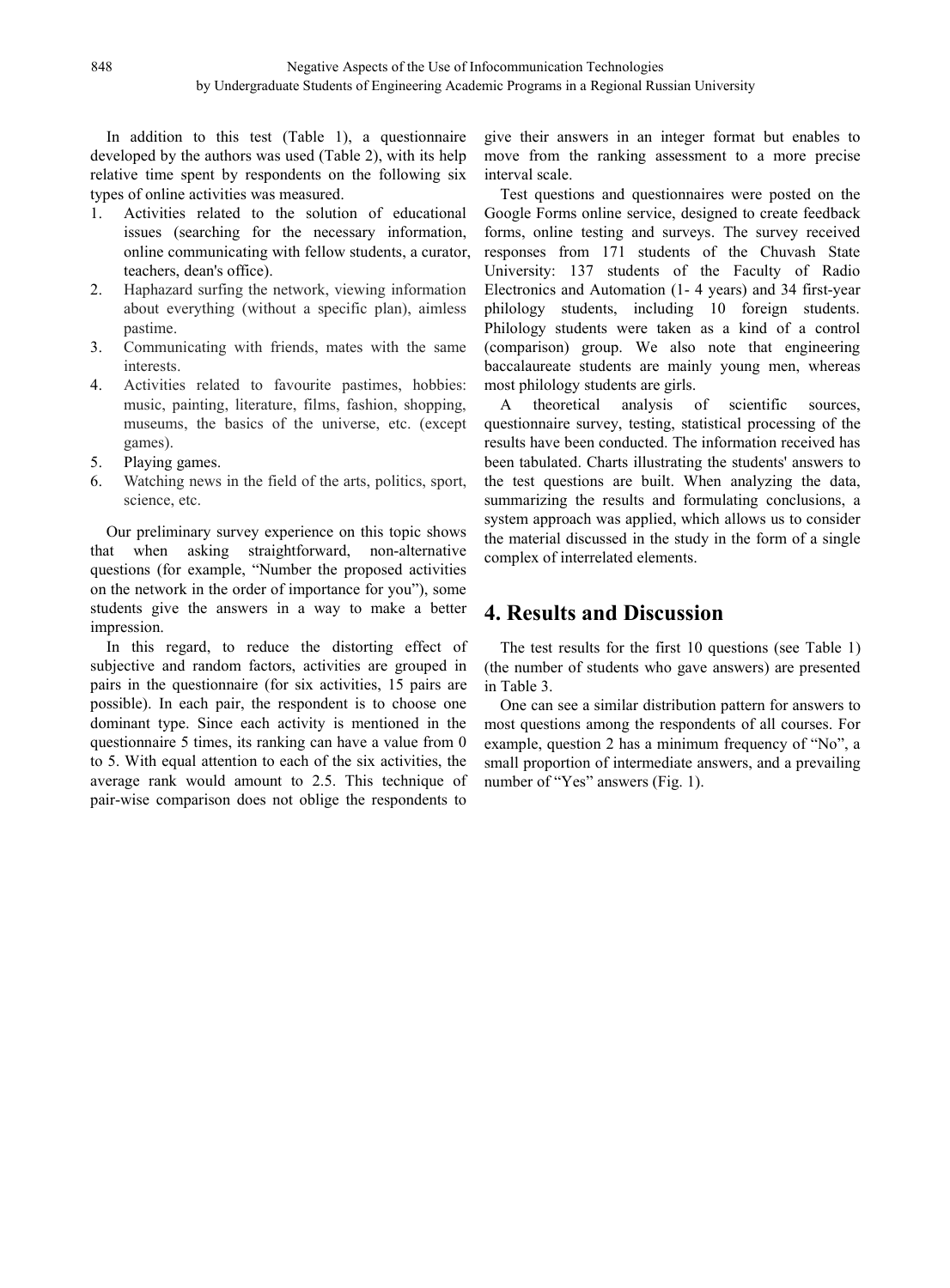In addition to this test (Table 1), a questionnaire developed by the authors was used (Table 2), with its help relative time spent by respondents on the following six types of online activities was measured.

1. Activities related to the solution of educational issues (searching for the necessary information, online communicating with fellow students, a curator, teachers, dean's office).
2. Haphazard surfing the network, viewing information about everything (without a specific plan), aimless pastime.
3. Communicating with friends, mates with the same interests.
4. Activities related to favourite pastimes, hobbies: music, painting, literature, films, fashion, shopping, museums, the basics of the universe, etc. (except games).
5. Playing games.
6. Watching news in the field of the arts, politics, sport, science, etc.

Our preliminary survey experience on this topic shows that when asking straightforward, non-alternative questions (for example, "Number the proposed activities on the network in the order of importance for you"), some students give the answers in a way to make a better impression.

In this regard, to reduce the distorting effect of subjective and random factors, activities are grouped in pairs in the questionnaire (for six activities, 15 pairs are possible). In each pair, the respondent is to choose one dominant type. Since each activity is mentioned in the questionnaire 5 times, its ranking can have a value from 0 to 5. With equal attention to each of the six activities, the average rank would amount to 2.5. This technique of pair-wise comparison does not oblige the respondents to give their answers in an integer format but enables to move from the ranking assessment to a more precise interval scale.

Test questions and questionnaires were posted on the Google Forms online service, designed to create feedback forms, online testing and surveys. The survey received responses from 171 students of the Chuvash State University: 137 students of the Faculty of Radio Electronics and Automation (1- 4 years) and 34 first-year philology students, including 10 foreign students. Philology students were taken as a kind of a control (comparison) group. We also note that engineering baccalaureate students are mainly young men, whereas most philology students are girls.

A theoretical analysis of scientific sources, questionnaire survey, testing, statistical processing of the results have been conducted. The information received has been tabulated. Charts illustrating the students' answers to the test questions are built. When analyzing the data, summarizing the results and formulating conclusions, a system approach was applied, which allows us to consider the material discussed in the study in the form of a single complex of interrelated elements.

## 4. Results and Discussion

The test results for the first 10 questions (see Table 1) (the number of students who gave answers) are presented in Table 3.

One can see a similar distribution pattern for answers to most questions among the respondents of all courses. For example, question 2 has a minimum frequency of "No", a small proportion of intermediate answers, and a prevailing number of "Yes" answers (Fig. 1).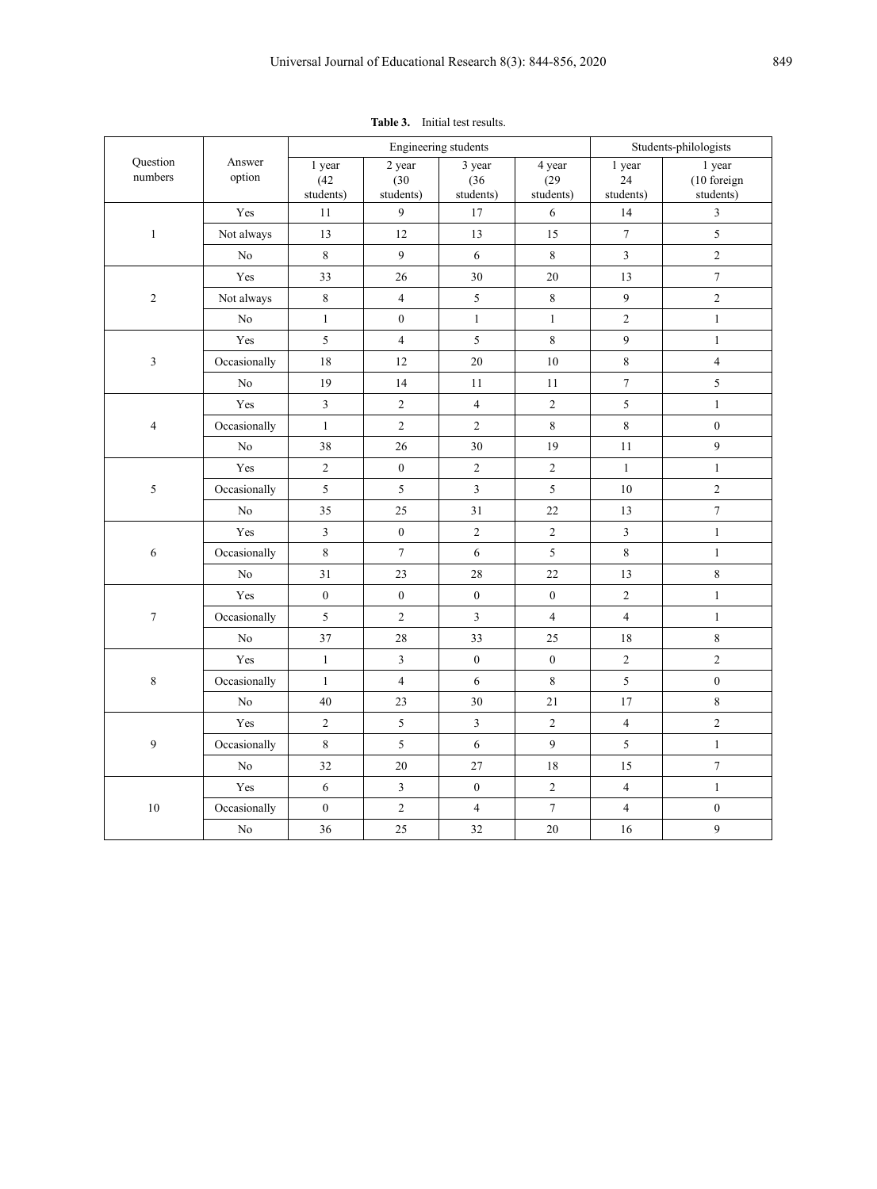**Table 3.** Initial test results.

| Question numbers | Answer option | Engineering students | | | | Students-philologists | |
|---|---|---|---|---|---|---|---|
| | | 1 year (42 students) | 2 year (30 students) | 3 year (36 students) | 4 year (29 students) | 1 year 24 students) | 1 year (10 foreign students) |
| 1 | Yes | 11 | 9 | 17 | 6 | 14 | 3 |
| | Not always | 13 | 12 | 13 | 15 | 7 | 5 |
| | No | 8 | 9 | 6 | 8 | 3 | 2 |
| 2 | Yes | 33 | 26 | 30 | 20 | 13 | 7 |
| | Not always | 8 | 4 | 5 | 8 | 9 | 2 |
| | No | 1 | 0 | 1 | 1 | 2 | 1 |
| 3 | Yes | 5 | 4 | 5 | 8 | 9 | 1 |
| | Occasionally | 18 | 12 | 20 | 10 | 8 | 4 |
| | No | 19 | 14 | 11 | 11 | 7 | 5 |
| 4 | Yes | 3 | 2 | 4 | 2 | 5 | 1 |
| | Occasionally | 1 | 2 | 2 | 8 | 8 | 0 |
| | No | 38 | 26 | 30 | 19 | 11 | 9 |
| 5 | Yes | 2 | 0 | 2 | 2 | 1 | 1 |
| | Occasionally | 5 | 5 | 3 | 5 | 10 | 2 |
| | No | 35 | 25 | 31 | 22 | 13 | 7 |
| 6 | Yes | 3 | 0 | 2 | 2 | 3 | 1 |
| | Occasionally | 8 | 7 | 6 | 5 | 8 | 1 |
| | No | 31 | 23 | 28 | 22 | 13 | 8 |
| 7 | Yes | 0 | 0 | 0 | 0 | 2 | 1 |
| | Occasionally | 5 | 2 | 3 | 4 | 4 | 1 |
| | No | 37 | 28 | 33 | 25 | 18 | 8 |
| 8 | Yes | 1 | 3 | 0 | 0 | 2 | 2 |
| | Occasionally | 1 | 4 | 6 | 8 | 5 | 0 |
| | No | 40 | 23 | 30 | 21 | 17 | 8 |
| 9 | Yes | 2 | 5 | 3 | 2 | 4 | 2 |
| | Occasionally | 8 | 5 | 6 | 9 | 5 | 1 |
| | No | 32 | 20 | 27 | 18 | 15 | 7 |
| 10 | Yes | 6 | 3 | 0 | 2 | 4 | 1 |
| | Occasionally | 0 | 2 | 4 | 7 | 4 | 0 |
| | No | 36 | 25 | 32 | 20 | 16 | 9 |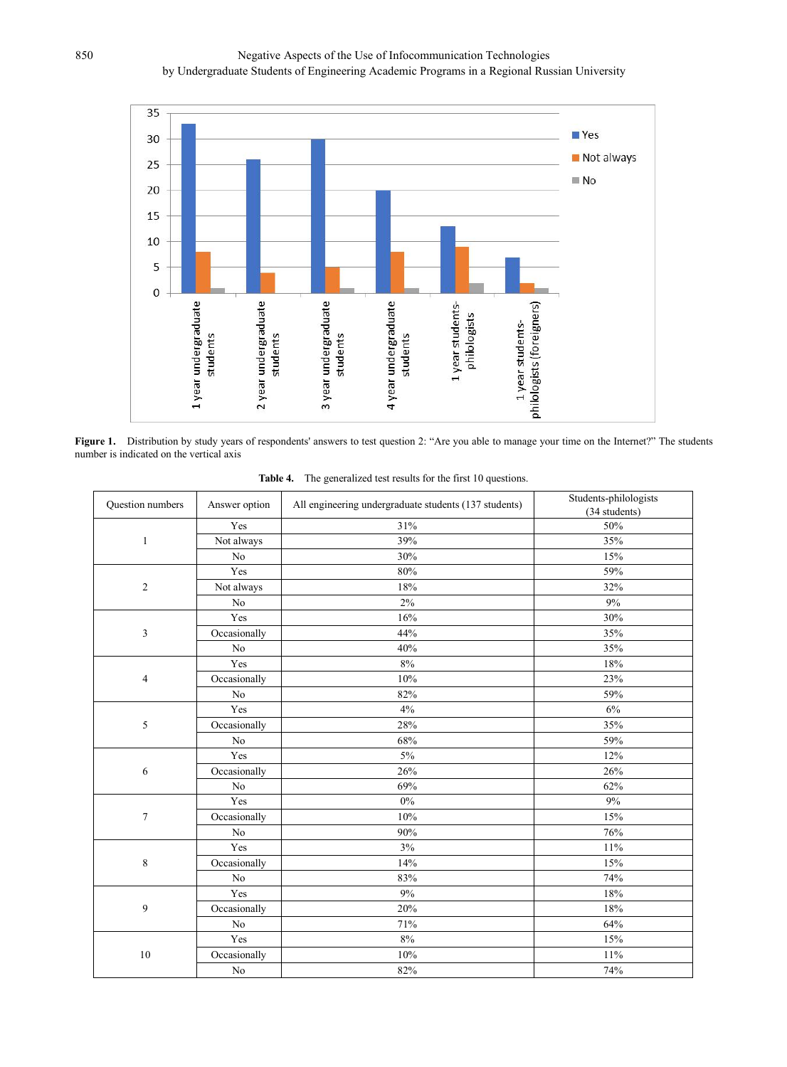**Figure 1.** Distribution by study years of respondents' answers to test question 2: "Are you able to manage your time on the Internet?" The students number is indicated on the vertical axis

**Table 4.** The generalized test results for the first 10 questions.

| Question numbers | Answer option | All engineering undergraduate students (137 students) | Students-philologists (34 students) |
|---|---|---|---|
| 1 | Yes | 31% | 50% |
| | Not always | 39% | 35% |
| | No | 30% | 15% |
| 2 | Yes | 80% | 59% |
| | Not always | 18% | 32% |
| | No | 2% | 9% |
| 3 | Yes | 16% | 30% |
| | Occasionally | 44% | 35% |
| | No | 40% | 35% |
| 4 | Yes | 8% | 18% |
| | Occasionally | 10% | 23% |
| | No | 82% | 59% |
| 5 | Yes | 4% | 6% |
| | Occasionally | 28% | 35% |
| | No | 68% | 59% |
| 6 | Yes | 5% | 12% |
| | Occasionally | 26% | 26% |
| | No | 69% | 62% |
| 7 | Yes | 0% | 9% |
| | Occasionally | 10% | 15% |
| | No | 90% | 76% |
| 8 | Yes | 3% | 11% |
| | Occasionally | 14% | 15% |
| | No | 83% | 74% |
| 9 | Yes | 9% | 18% |
| | Occasionally | 20% | 18% |
| | No | 71% | 64% |
| 10 | Yes | 8% | 15% |
| | Occasionally | 10% | 11% |
| | No | 82% | 74% |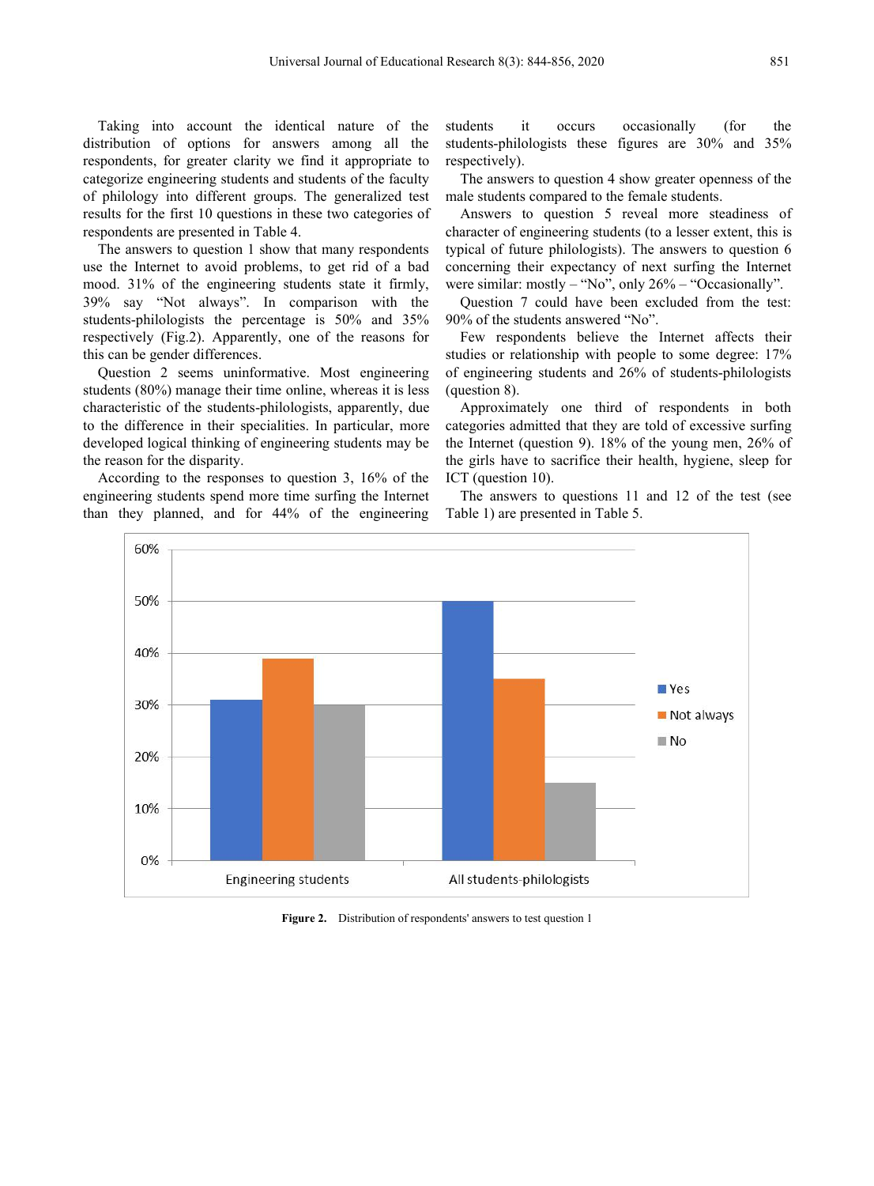Taking into account the identical nature of the distribution of options for answers among all the respondents, for greater clarity we find it appropriate to categorize engineering students and students of the faculty of philology into different groups. The generalized test results for the first 10 questions in these two categories of respondents are presented in Table 4.

The answers to question 1 show that many respondents use the Internet to avoid problems, to get rid of a bad mood. 31% of the engineering students state it firmly, 39% say "Not always". In comparison with the students-philologists the percentage is 50% and 35% respectively (Fig.2). Apparently, one of the reasons for this can be gender differences.

Question 2 seems uninformative. Most engineering students (80%) manage their time online, whereas it is less characteristic of the students-philologists, apparently, due to the difference in their specialities. In particular, more developed logical thinking of engineering students may be the reason for the disparity.

According to the responses to question 3, 16% of the engineering students spend more time surfing the Internet than they planned, and for 44% of the engineering students it occurs occasionally (for the students-philologists these figures are 30% and 35% respectively).

The answers to question 4 show greater openness of the male students compared to the female students.

Answers to question 5 reveal more steadiness of character of engineering students (to a lesser extent, this is typical of future philologists). The answers to question 6 concerning their expectancy of next surfing the Internet were similar: mostly – "No", only 26% – "Occasionally".

Question 7 could have been excluded from the test: 90% of the students answered "No".

Few respondents believe the Internet affects their studies or relationship with people to some degree: 17% of engineering students and 26% of students-philologists (question 8).

Approximately one third of respondents in both categories admitted that they are told of excessive surfing the Internet (question 9). 18% of the young men, 26% of the girls have to sacrifice their health, hygiene, sleep for ICT (question 10).

The answers to questions 11 and 12 of the test (see Table 1) are presented in Table 5.

| | Yes | Not always | No |
|---|---|---|---|
| Engineering students | 31% | 39% | 30% |
| All students-philologists | 50% | 35% | 15% |

**Figure 2.** Distribution of respondents' answers to test question 1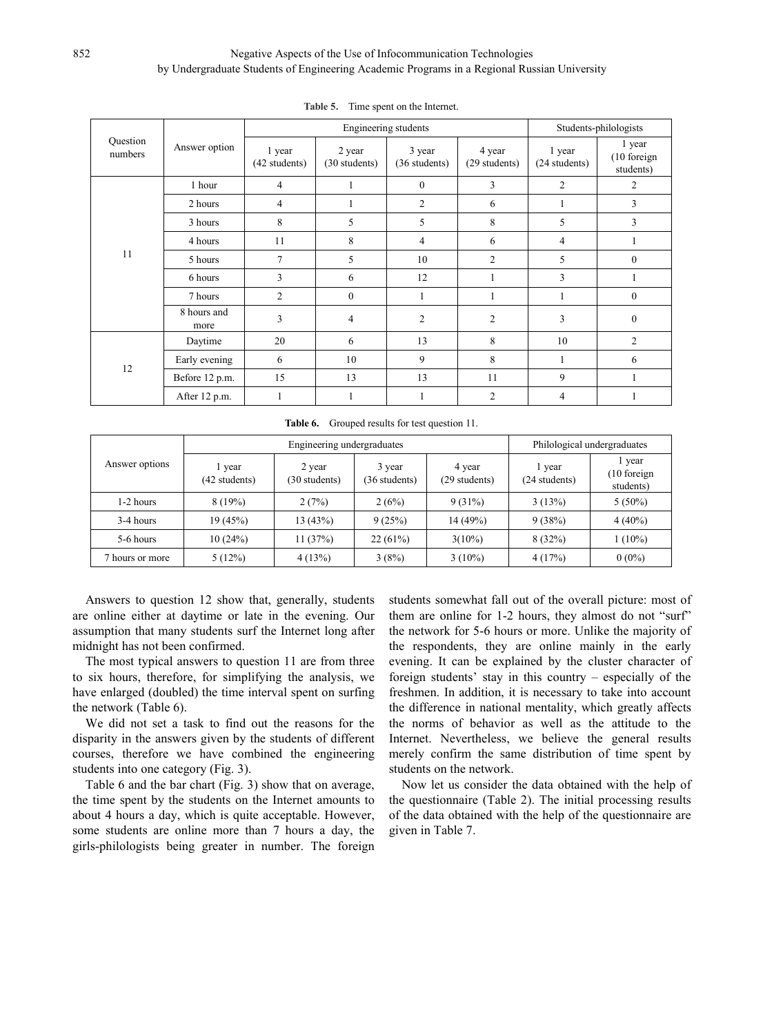**Table 5.** Time spent on the Internet.

| Question numbers | Answer option | Engineering students | | | | Students-philologists | |
|---|---|---|---|---|---|---|---|
| | | 1 year (42 students) | 2 year (30 students) | 3 year (36 students) | 4 year (29 students) | 1 year (24 students) | 1 year (10 foreign students) |
| 11 | 1 hour | 4 | 1 | 0 | 3 | 2 | 2 |
| | 2 hours | 4 | 1 | 2 | 6 | 1 | 3 |
| | 3 hours | 8 | 5 | 5 | 8 | 5 | 3 |
| | 4 hours | 11 | 8 | 4 | 6 | 4 | 1 |
| | 5 hours | 7 | 5 | 10 | 2 | 5 | 0 |
| | 6 hours | 3 | 6 | 12 | 1 | 3 | 1 |
| | 7 hours | 2 | 0 | 1 | 1 | 1 | 0 |
| | 8 hours and more | 3 | 4 | 2 | 2 | 3 | 0 |
| 12 | Daytime | 20 | 6 | 13 | 8 | 10 | 2 |
| | Early evening | 6 | 10 | 9 | 8 | 1 | 6 |
| | Before 12 p.m. | 15 | 13 | 13 | 11 | 9 | 1 |
| | After 12 p.m. | 1 | 1 | 1 | 2 | 4 | 1 |

**Table 6.** Grouped results for test question 11.

| Answer options | Engineering undergraduates | | | | Philological undergraduates | |
|---|---|---|---|---|---|---|
| | 1 year (42 students) | 2 year (30 students) | 3 year (36 students) | 4 year (29 students) | 1 year (24 students) | 1 year (10 foreign students) |
| 1-2 hours | 8 (19%) | 2 (7%) | 2 (6%) | 9 (31%) | 3 (13%) | 5 (50%) |
| 3-4 hours | 19 (45%) | 13 (43%) | 9 (25%) | 14 (49%) | 9 (38%) | 4 (40%) |
| 5-6 hours | 10 (24%) | 11 (37%) | 22 (61%) | 3(10%) | 8 (32%) | 1 (10%) |
| 7 hours or more | 5 (12%) | 4 (13%) | 3 (8%) | 3 (10%) | 4 (17%) | 0 (0%) |

Answers to question 12 show that, generally, students are online either at daytime or late in the evening. Our assumption that many students surf the Internet long after midnight has not been confirmed.

The most typical answers to question 11 are from three to six hours, therefore, for simplifying the analysis, we have enlarged (doubled) the time interval spent on surfing the network (Table 6).

We did not set a task to find out the reasons for the disparity in the answers given by the students of different courses, therefore we have combined the engineering students into one category (Fig. 3).

Table 6 and the bar chart (Fig. 3) show that on average, the time spent by the students on the Internet amounts to about 4 hours a day, which is quite acceptable. However, some students are online more than 7 hours a day, the girls-philologists being greater in number. The foreign students somewhat fall out of the overall picture: most of them are online for 1-2 hours, they almost do not "surf" the network for 5-6 hours or more. Unlike the majority of the respondents, they are online mainly in the early evening. It can be explained by the cluster character of foreign students' stay in this country – especially of the freshmen. In addition, it is necessary to take into account the difference in national mentality, which greatly affects the norms of behavior as well as the attitude to the Internet. Nevertheless, we believe the general results merely confirm the same distribution of time spent by students on the network.

Now let us consider the data obtained with the help of the questionnaire (Table 2). The initial processing results of the data obtained with the help of the questionnaire are given in Table 7.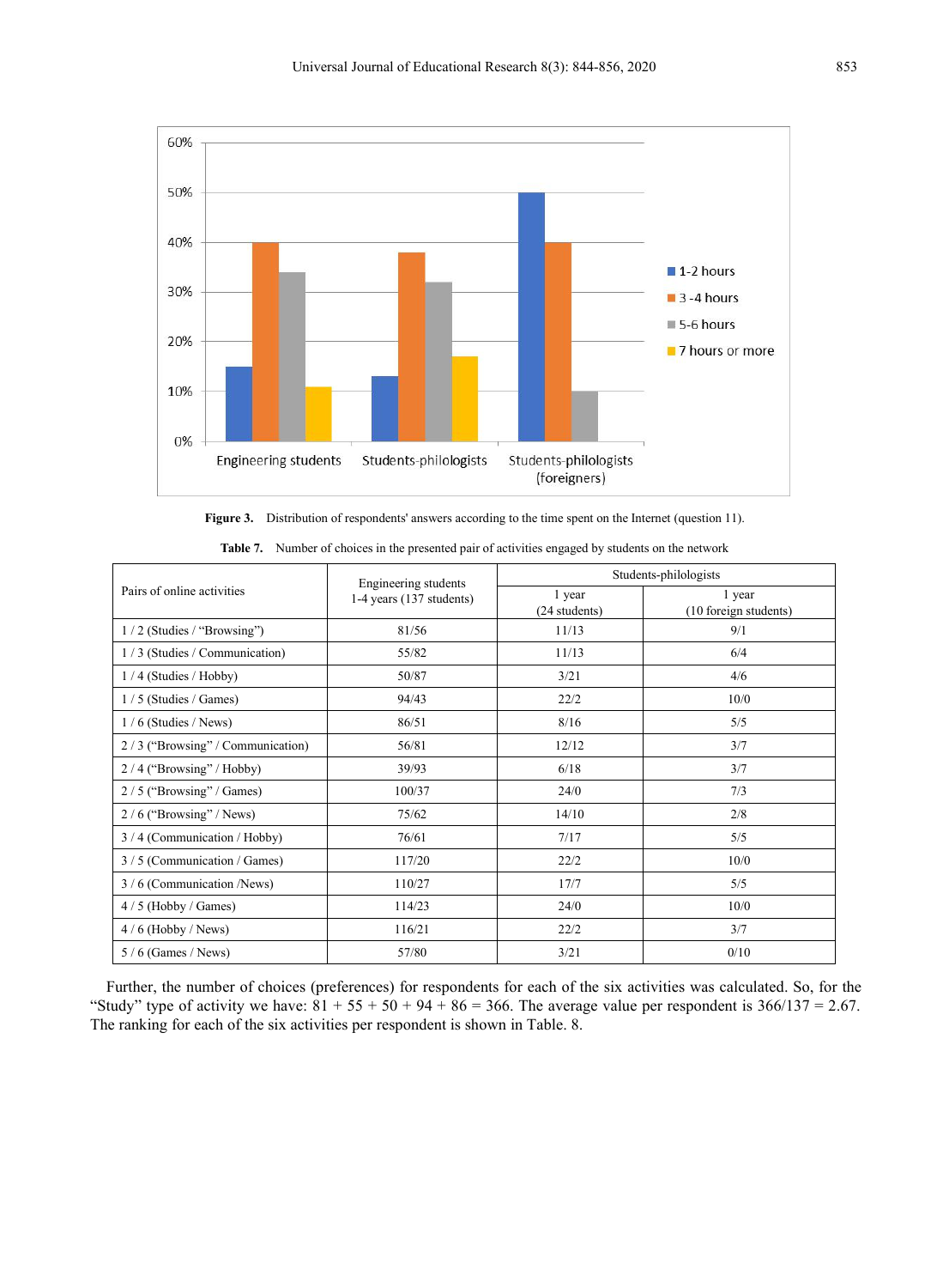**Figure 3.** Distribution of respondents' answers according to the time spent on the Internet (question 11).

**Table 7.** Number of choices in the presented pair of activities engaged by students on the network

| Pairs of online activities | Engineering students 1-4 years (137 students) | Students-philologists | |
|---|---|---|---|
| | | 1 year (24 students) | 1 year (10 foreign students) |
| 1 / 2 (Studies / "Browsing") | 81/56 | 11/13 | 9/1 |
| 1 / 3 (Studies / Communication) | 55/82 | 11/13 | 6/4 |
| 1 / 4 (Studies / Hobby) | 50/87 | 3/21 | 4/6 |
| 1 / 5 (Studies / Games) | 94/43 | 22/2 | 10/0 |
| 1 / 6 (Studies / News) | 86/51 | 8/16 | 5/5 |
| 2 / 3 ("Browsing" / Communication) | 56/81 | 12/12 | 3/7 |
| 2 / 4 ("Browsing" / Hobby) | 39/93 | 6/18 | 3/7 |
| 2 / 5 ("Browsing" / Games) | 100/37 | 24/0 | 7/3 |
| 2 / 6 ("Browsing" / News) | 75/62 | 14/10 | 2/8 |
| 3 / 4 (Communication / Hobby) | 76/61 | 7/17 | 5/5 |
| 3 / 5 (Communication / Games) | 117/20 | 22/2 | 10/0 |
| 3 / 6 (Communication /News) | 110/27 | 17/7 | 5/5 |
| 4 / 5 (Hobby / Games) | 114/23 | 24/0 | 10/0 |
| 4 / 6 (Hobby / News) | 116/21 | 22/2 | 3/7 |
| 5 / 6 (Games / News) | 57/80 | 3/21 | 0/10 |

Further, the number of choices (preferences) for respondents for each of the six activities was calculated. So, for the "Study" type of activity we have: 81 + 55 + 50 + 94 + 86 = 366. The average value per respondent is 366/137 = 2.67. The ranking for each of the six activities per respondent is shown in Table. 8.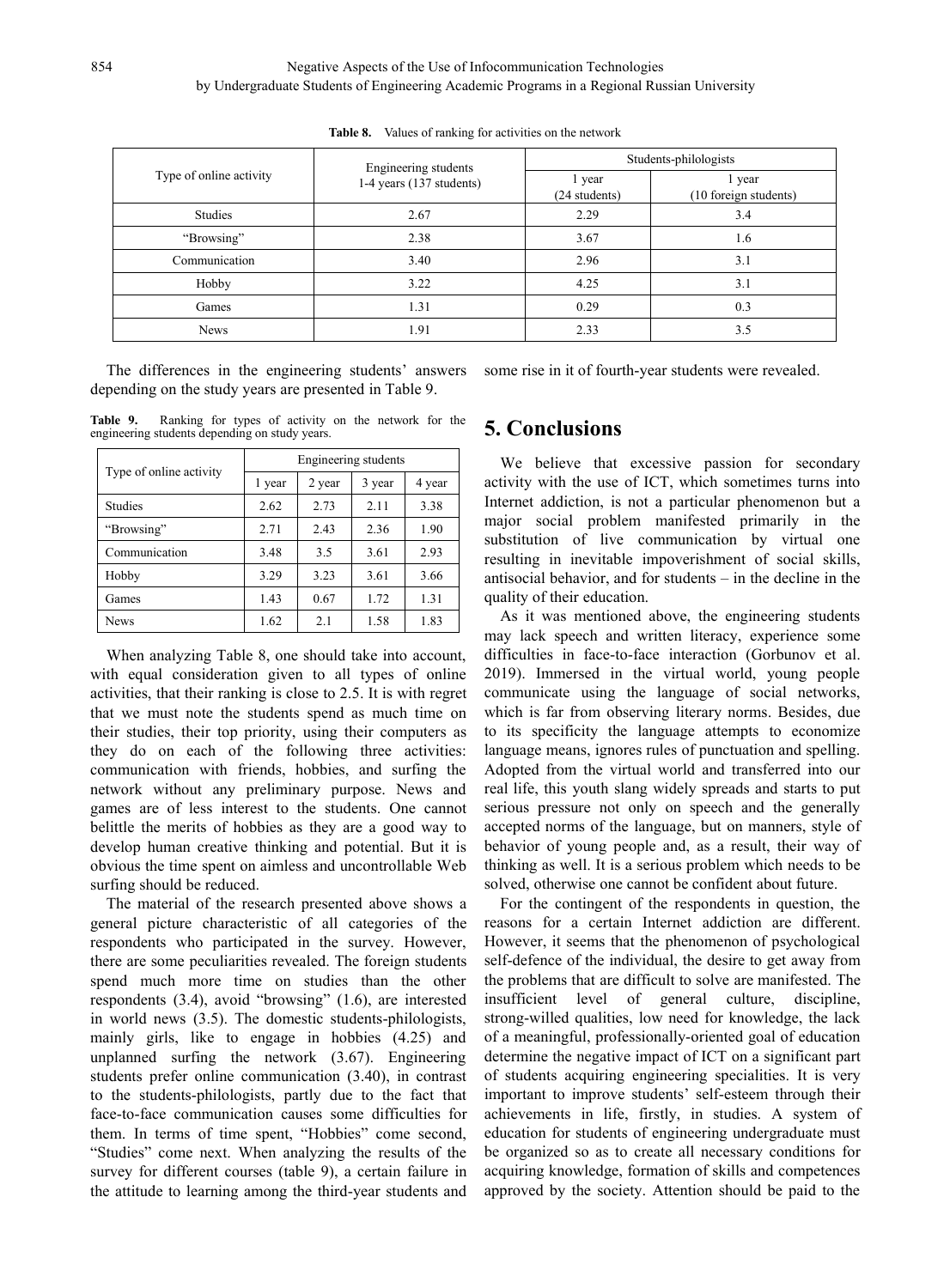**Table 8.** Values of ranking for activities on the network

| Type of online activity | Engineering students 1-4 years (137 students) | Students-philologists | |
|---|---|---|---|
| | | 1 year (24 students) | 1 year (10 foreign students) |
| Studies | 2.67 | 2.29 | 3.4 |
| "Browsing" | 2.38 | 3.67 | 1.6 |
| Communication | 3.40 | 2.96 | 3.1 |
| Hobby | 3.22 | 4.25 | 3.1 |
| Games | 1.31 | 0.29 | 0.3 |
| News | 1.91 | 2.33 | 3.5 |

The differences in the engineering students' answers depending on the study years are presented in Table 9.

**Table 9.** Ranking for types of activity on the network for the engineering students depending on study years.

| Type of online activity | Engineering students | | | |
|---|---|---|---|---|
| | 1 year | 2 year | 3 year | 4 year |
| Studies | 2.62 | 2.73 | 2.11 | 3.38 |
| "Browsing" | 2.71 | 2.43 | 2.36 | 1.90 |
| Communication | 3.48 | 3.5 | 3.61 | 2.93 |
| Hobby | 3.29 | 3.23 | 3.61 | 3.66 |
| Games | 1.43 | 0.67 | 1.72 | 1.31 |
| News | 1.62 | 2.1 | 1.58 | 1.83 |

When analyzing Table 8, one should take into account, with equal consideration given to all types of online activities, that their ranking is close to 2.5. It is with regret that we must note the students spend as much time on their studies, their top priority, using their computers as they do on each of the following three activities: communication with friends, hobbies, and surfing the network without any preliminary purpose. News and games are of less interest to the students. One cannot belittle the merits of hobbies as they are a good way to develop human creative thinking and potential. But it is obvious the time spent on aimless and uncontrollable Web surfing should be reduced.

The material of the research presented above shows a general picture characteristic of all categories of the respondents who participated in the survey. However, there are some peculiarities revealed. The foreign students spend much more time on studies than the other respondents (3.4), avoid "browsing" (1.6), are interested in world news (3.5). The domestic students-philologists, mainly girls, like to engage in hobbies (4.25) and unplanned surfing the network (3.67). Engineering students prefer online communication (3.40), in contrast to the students-philologists, partly due to the fact that face-to-face communication causes some difficulties for them. In terms of time spent, "Hobbies" come second, "Studies" come next. When analyzing the results of the survey for different courses (table 9), a certain failure in the attitude to learning among the third-year students and some rise in it of fourth-year students were revealed.

## 5. Conclusions

We believe that excessive passion for secondary activity with the use of ICT, which sometimes turns into Internet addiction, is not a particular phenomenon but a major social problem manifested primarily in the substitution of live communication by virtual one resulting in inevitable impoverishment of social skills, antisocial behavior, and for students – in the decline in the quality of their education.

As it was mentioned above, the engineering students may lack speech and written literacy, experience some difficulties in face-to-face interaction (Gorbunov et al. 2019). Immersed in the virtual world, young people communicate using the language of social networks, which is far from observing literary norms. Besides, due to its specificity the language attempts to economize language means, ignores rules of punctuation and spelling. Adopted from the virtual world and transferred into our real life, this youth slang widely spreads and starts to put serious pressure not only on speech and the generally accepted norms of the language, but on manners, style of behavior of young people and, as a result, their way of thinking as well. It is a serious problem which needs to be solved, otherwise one cannot be confident about future.

For the contingent of the respondents in question, the reasons for a certain Internet addiction are different. However, it seems that the phenomenon of psychological self-defence of the individual, the desire to get away from the problems that are difficult to solve are manifested. The insufficient level of general culture, discipline, strong-willed qualities, low need for knowledge, the lack of a meaningful, professionally-oriented goal of education determine the negative impact of ICT on a significant part of students acquiring engineering specialities. It is very important to improve students' self-esteem through their achievements in life, firstly, in studies. A system of education for students of engineering undergraduate must be organized so as to create all necessary conditions for acquiring knowledge, formation of skills and competences approved by the society. Attention should be paid to the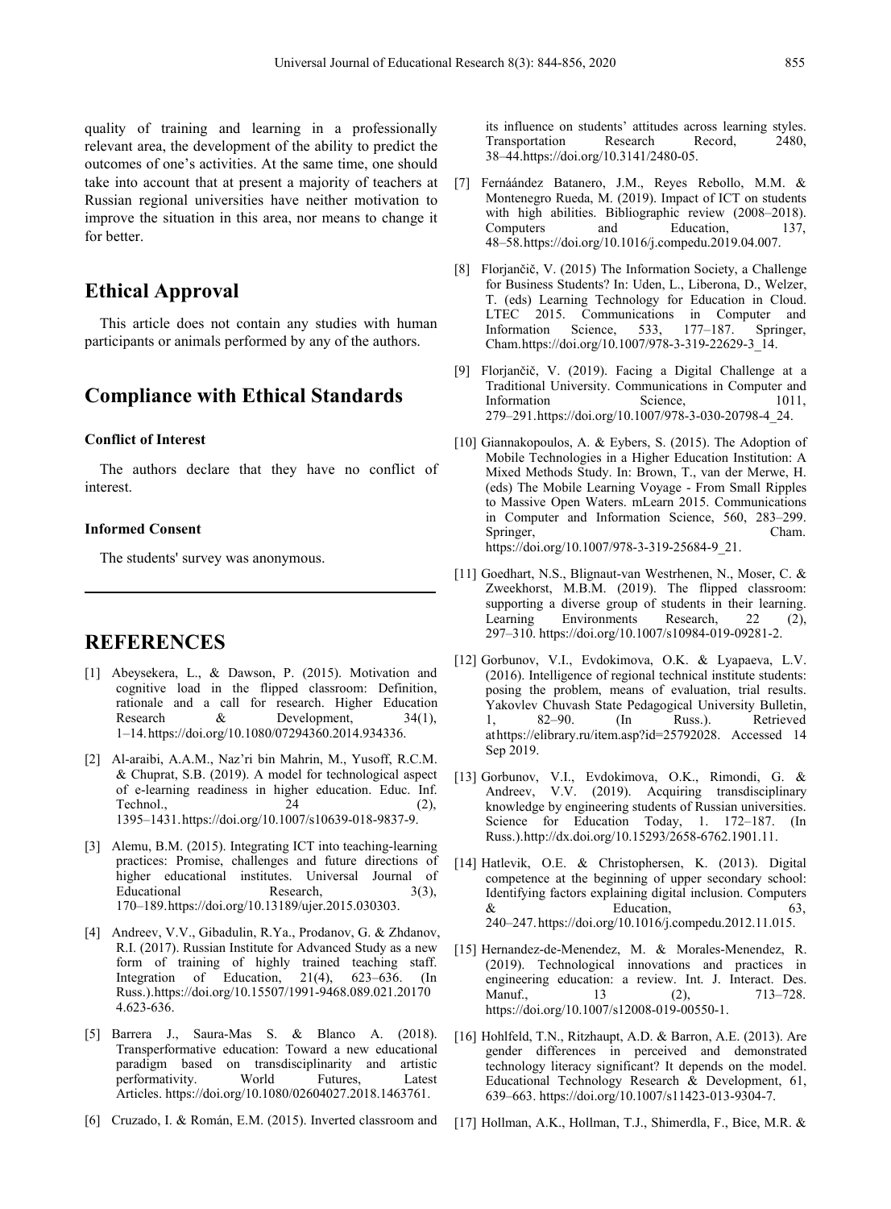quality of training and learning in a professionally relevant area, the development of the ability to predict the outcomes of one's activities. At the same time, one should take into account that at present a majority of teachers at Russian regional universities have neither motivation to improve the situation in this area, nor means to change it for better.

## Ethical Approval

This article does not contain any studies with human participants or animals performed by any of the authors.

## Compliance with Ethical Standards

### Conflict of Interest

The authors declare that they have no conflict of interest.

### Informed Consent

The students' survey was anonymous.

---

## REFERENCES

[1] Abeysekera, L., & Dawson, P. (2015). Motivation and cognitive load in the flipped classroom: Definition, rationale and a call for research. Higher Education Research & Development, 34(1), 1–14. https://doi.org/10.1080/07294360.2014.934336.

[2] Al-araibi, A.A.M., Naz'ri bin Mahrin, M., Yusoff, R.C.M. & Chuprat, S.B. (2019). A model for technological aspect of e-learning readiness in higher education. Educ. Inf. Technol., 24 (2), 1395–1431. https://doi.org/10.1007/s10639-018-9837-9.

[3] Alemu, B.M. (2015). Integrating ICT into teaching-learning practices: Promise, challenges and future directions of higher educational institutes. Universal Journal of Educational Research, 3(3), 170–189. https://doi.org/10.13189/ujer.2015.030303.

[4] Andreev, V.V., Gibadulin, R.Ya., Prodanov, G. & Zhdanov, R.I. (2017). Russian Institute for Advanced Study as a new form of training of highly trained teaching staff. Integration of Education, 21(4), 623–636. (In Russ.). https://doi.org/10.15507/1991-9468.089.021.20170 4.623-636.

[5] Barrera J., Saura-Mas S. & Blanco A. (2018). Transperformative education: Toward a new educational paradigm based on transdisciplinarity and artistic performativity. World Futures, Latest Articles. https://doi.org/10.1080/02604027.2018.1463761.

[6] Cruzado, I. & Román, E.M. (2015). Inverted classroom and its influence on students' attitudes across learning styles. Transportation Research Record, 2480, 38–44. https://doi.org/10.3141/2480-05.

[7] Fernáández Batanero, J.M., Reyes Rebollo, M.M. & Montenegro Rueda, M. (2019). Impact of ICT on students with high abilities. Bibliographic review (2008–2018). Computers and Education, 137, 48–58. https://doi.org/10.1016/j.compedu.2019.04.007.

[8] Florjančič, V. (2015) The Information Society, a Challenge for Business Students? In: Uden, L., Liberona, D., Welzer, T. (eds) Learning Technology for Education in Cloud. LTEC 2015. Communications in Computer and Information Science, 533, 177–187. Springer, Cham. https://doi.org/10.1007/978-3-319-22629-3_14.

[9] Florjančič, V. (2019). Facing a Digital Challenge at a Traditional University. Communications in Computer and Information Science, 1011, 279–291. https://doi.org/10.1007/978-3-030-20798-4_24.

[10] Giannakopoulos, A. & Eybers, S. (2015). The Adoption of Mobile Technologies in a Higher Education Institution: A Mixed Methods Study. In: Brown, T., van der Merwe, H. (eds) The Mobile Learning Voyage - From Small Ripples to Massive Open Waters. mLearn 2015. Communications in Computer and Information Science, 560, 283–299. Springer, Cham. https://doi.org/10.1007/978-3-319-25684-9_21.

[11] Goedhart, N.S., Blignaut-van Westrhenen, N., Moser, C. & Zweekhorst, M.B.M. (2019). The flipped classroom: supporting a diverse group of students in their learning. Learning Environments Research, 22 (2), 297–310. https://doi.org/10.1007/s10984-019-09281-2.

[12] Gorbunov, V.I., Evdokimova, O.K. & Lyapaeva, L.V. (2016). Intelligence of regional technical institute students: posing the problem, means of evaluation, trial results. Yakovlev Chuvash State Pedagogical University Bulletin, 1, 82–90. (In Russ.). Retrieved at https://elibrary.ru/item.asp?id=25792028. Accessed 14 Sep 2019.

[13] Gorbunov, V.I., Evdokimova, O.K., Rimondi, G. & Andreev, V.V. (2019). Acquiring transdisciplinary knowledge by engineering students of Russian universities. Science for Education Today, 1. 172–187. (In Russ.). http://dx.doi.org/10.15293/2658-6762.1901.11.

[14] Hatlevik, O.E. & Christophersen, K. (2013). Digital competence at the beginning of upper secondary school: Identifying factors explaining digital inclusion. Computers & Education, 63, 240–247. https://doi.org/10.1016/j.compedu.2012.11.015.

[15] Hernandez-de-Menendez, M. & Morales-Menendez, R. (2019). Technological innovations and practices in engineering education: a review. Int. J. Interact. Des. Manuf., 13 (2), 713–728. https://doi.org/10.1007/s12008-019-00550-1.

[16] Hohlfeld, T.N., Ritzhaupt, A.D. & Barron, A.E. (2013). Are gender differences in perceived and demonstrated technology literacy significant? It depends on the model. Educational Technology Research & Development, 61, 639–663. https://doi.org/10.1007/s11423-013-9304-7.

[17] Hollman, A.K., Hollman, T.J., Shimerdla, F., Bice, M.R. &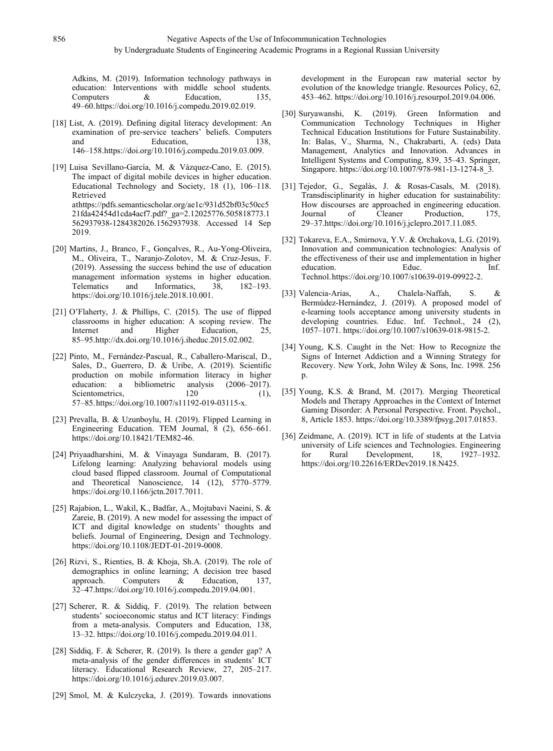Adkins, M. (2019). Information technology pathways in education: Interventions with middle school students. Computers & Education, 135, 49–60.https://doi.org/10.1016/j.compedu.2019.02.019.

[18] List, A. (2019). Defining digital literacy development: An examination of pre-service teachers' beliefs. Computers and Education, 138, 146–158.https://doi.org/10.1016/j.compedu.2019.03.009.

[19] Luisa Sevillano-García, M. & Vázquez-Cano, E. (2015). The impact of digital mobile devices in higher education. Educational Technology and Society, 18 (1), 106–118. Retrieved athttps://pdfs.semanticscholar.org/ae1c/931d52bf03c50cc521fda42454d1cda4acf7.pdf?_ga=2.12025776.505818773.1562937938-1284382026.1562937938. Accessed 14 Sep 2019.

[20] Martins, J., Branco, F., Gonçalves, R., Au-Yong-Oliveira, M., Oliveira, T., Naranjo-Zolotov, M. & Cruz-Jesus, F. (2019). Assessing the success behind the use of education management information systems in higher education. Telematics and Informatics, 38, 182–193. https://doi.org/10.1016/j.tele.2018.10.001.

[21] O'Flaherty, J. & Phillips, C. (2015). The use of flipped classrooms in higher education: A scoping review. The Internet and Higher Education, 25, 85–95.http://dx.doi.org/10.1016/j.iheduc.2015.02.002.

[22] Pinto, M., Fernández-Pascual, R., Caballero-Mariscal, D., Sales, D., Guerrero, D. & Uribe, A. (2019). Scientific production on mobile information literacy in higher education: a bibliometric analysis (2006–2017). Scientometrics, 120 (1), 57–85.https://doi.org/10.1007/s11192-019-03115-x.

[23] Prevalla, B. & Uzunboylu, H. (2019). Flipped Learning in Engineering Education. TEM Journal, 8 (2), 656–661. https://doi.org/10.18421/TEM82-46.

[24] Priyaadharshini, M. & Vinayaga Sundaram, B. (2017). Lifelong learning: Analyzing behavioral models using cloud based flipped classroom. Journal of Computational and Theoretical Nanoscience, 14 (12), 5770–5779. https://doi.org/10.1166/jctn.2017.7011.

[25] Rajabion, L., Wakil, K., Badfar, A., Mojtabavi Naeini, S. & Zareie, B. (2019). A new model for assessing the impact of ICT and digital knowledge on students' thoughts and beliefs. Journal of Engineering, Design and Technology. https://doi.org/10.1108/JEDT-01-2019-0008.

[26] Rizvi, S., Rienties, B. & Khoja, Sh.A. (2019). The role of demographics in online learning; A decision tree based approach. Computers & Education, 137, 32–47.https://doi.org/10.1016/j.compedu.2019.04.001.

[27] Scherer, R. & Siddiq, F. (2019). The relation between students' socioeconomic status and ICT literacy: Findings from a meta-analysis. Computers and Education, 138, 13–32. https://doi.org/10.1016/j.compedu.2019.04.011.

[28] Siddiq, F. & Scherer, R. (2019). Is there a gender gap? A meta-analysis of the gender differences in students' ICT literacy. Educational Research Review, 27, 205–217. https://doi.org/10.1016/j.edurev.2019.03.007.

[29] Smol, M. & Kulczycka, J. (2019). Towards innovations development in the European raw material sector by evolution of the knowledge triangle. Resources Policy, 62, 453–462. https://doi.org/10.1016/j.resourpol.2019.04.006.

[30] Suryawanshi, K. (2019). Green Information and Communication Technology Techniques in Higher Technical Education Institutions for Future Sustainability. In: Balas, V., Sharma, N., Chakrabarti, A. (eds) Data Management, Analytics and Innovation. Advances in Intelligent Systems and Computing, 839, 35–43. Springer, Singapore. https://doi.org/10.1007/978-981-13-1274-8_3.

[31] Tejedor, G., Segalàs, J. & Rosas-Casals, M. (2018). Transdisciplinarity in higher education for sustainability: How discourses are approached in engineering education. Journal of Cleaner Production, 175, 29–37.https://doi.org/10.1016/j.jclepro.2017.11.085.

[32] Tokareva, E.A., Smirnova, Y.V. & Orchakova, L.G. (2019). Innovation and communication technologies: Analysis of the effectiveness of their use and implementation in higher education. Educ. Inf. Technol.https://doi.org/10.1007/s10639-019-09922-2.

[33] Valencia-Arias, A., Chalela-Naffah, S. & Bermúdez-Hernández, J. (2019). A proposed model of e-learning tools acceptance among university students in developing countries. Educ. Inf. Technol., 24 (2), 1057–1071. https://doi.org/10.1007/s10639-018-9815-2.

[34] Young, K.S. Caught in the Net: How to Recognize the Signs of Internet Addiction and a Winning Strategy for Recovery. New York, John Wiley & Sons, Inc. 1998. 256 p.

[35] Young, K.S. & Brand, M. (2017). Merging Theoretical Models and Therapy Approaches in the Context of Internet Gaming Disorder: A Personal Perspective. Front. Psychol., 8, Article 1853. https://doi.org/10.3389/fpsyg.2017.01853.

[36] Zeidmane, A. (2019). ICT in life of students at the Latvia university of Life sciences and Technologies. Engineering for Rural Development, 18, 1927–1932. https://doi.org/10.22616/ERDev2019.18.N425.